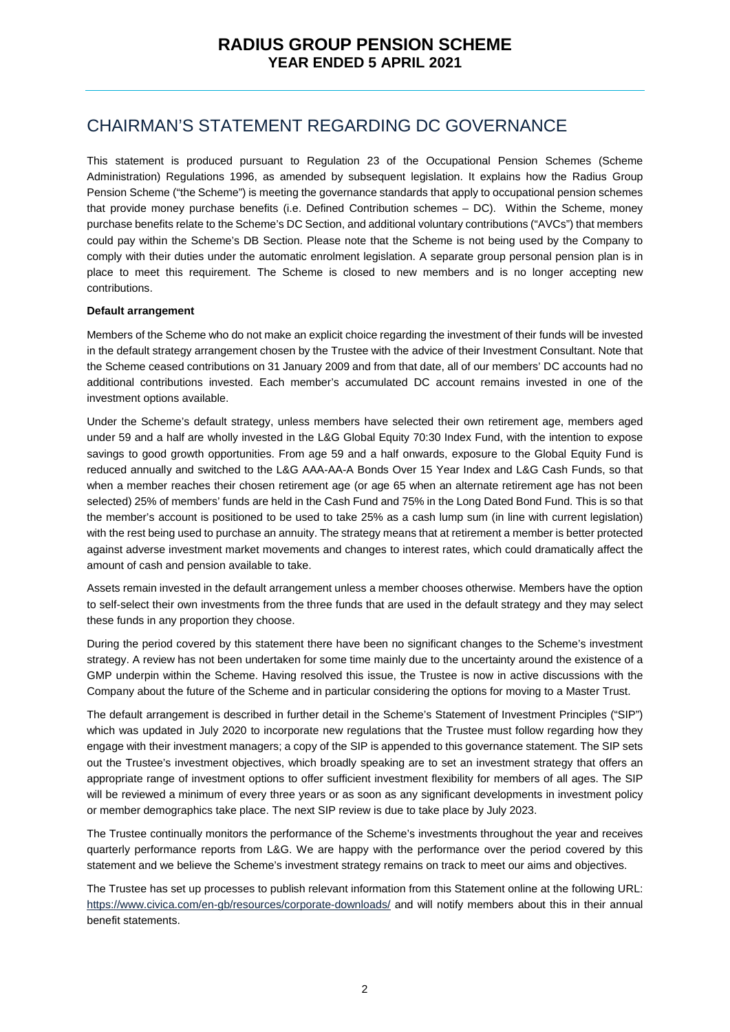# CHAIRMAN'S STATEMENT REGARDING DC GOVERNANCE

This statement is produced pursuant to Regulation 23 of the Occupational Pension Schemes (Scheme Administration) Regulations 1996, as amended by subsequent legislation. It explains how the Radius Group Pension Scheme ("the Scheme") is meeting the governance standards that apply to occupational pension schemes that provide money purchase benefits (i.e. Defined Contribution schemes – DC). Within the Scheme, money purchase benefits relate to the Scheme's DC Section, and additional voluntary contributions ("AVCs") that members could pay within the Scheme's DB Section. Please note that the Scheme is not being used by the Company to comply with their duties under the automatic enrolment legislation. A separate group personal pension plan is in place to meet this requirement. The Scheme is closed to new members and is no longer accepting new contributions.

**Default arrangement**

Members of the Scheme who do not make an explicit choice regarding the investment of their funds will be invested in the default strategy arrangement chosen by the Trustee with the advice of their Investment Consultant. Note that the Scheme ceased contributions on 31 January 2009 and from that date, all of our members' DC accounts had no additional contributions invested. Each member's accumulated DC account remains invested in one of the investment options available.

Under the Scheme's default strategy, unless members have selected their own retirement age, members aged under 59 and a half are wholly invested in the L&G Global Equity 70:30 Index Fund, with the intention to expose savings to good growth opportunities. From age 59 and a half onwards, exposure to the Global Equity Fund is reduced annually and switched to the L&G AAA-AA-A Bonds Over 15 Year Index and L&G Cash Funds, so that when a member reaches their chosen retirement age (or age 65 when an alternate retirement age has not been selected) 25% of members' funds are held in the Cash Fund and 75% in the Long Dated Bond Fund. This is so that the member's account is positioned to be used to take 25% as a cash lump sum (in line with current legislation) with the rest being used to purchase an annuity. The strategy means that at retirement a member is better protected against adverse investment market movements and changes to interest rates, which could dramatically affect the amount of cash and pension available to take.

Assets remain invested in the default arrangement unless a member chooses otherwise. Members have the option to self-select their own investments from the three funds that are used in the default strategy and they may select these funds in any proportion they choose.

During the period covered by this statement there have been no significant changes to the Scheme's investment strategy. A review has not been undertaken for some time mainly due to the uncertainty around the existence of a GMP underpin within the Scheme. Having resolved this issue, the Trustee is now in active discussions with the Company about the future of the Scheme and in particular considering the options for moving to a Master Trust.

The default arrangement is described in further detail in the Scheme's Statement of Investment Principles ("SIP") which was updated in July 2020 to incorporate new regulations that the Trustee must follow regarding how they engage with their investment managers; a copy of the SIP is appended to this governance statement. The SIP sets out the Trustee's investment objectives, which broadly speaking are to set an investment strategy that offers an appropriate range of investment options to offer sufficient investment flexibility for members of all ages. The SIP will be reviewed a minimum of every three years or as soon as any significant developments in investment policy or member demographics take place. The next SIP review is due to take place by July 2023.

The Trustee continually monitors the performance of the Scheme's investments throughout the year and receives quarterly performance reports from L&G. We are happy with the performance over the period covered by this statement and we believe the Scheme's investment strategy remains on track to meet our aims and objectives.

The Trustee has set up processes to publish relevant information from this Statement online at the following URL: https://www.civica.com/en-gb/resources/corporate-downloads/ and will notify members about this in their annual benefit statements.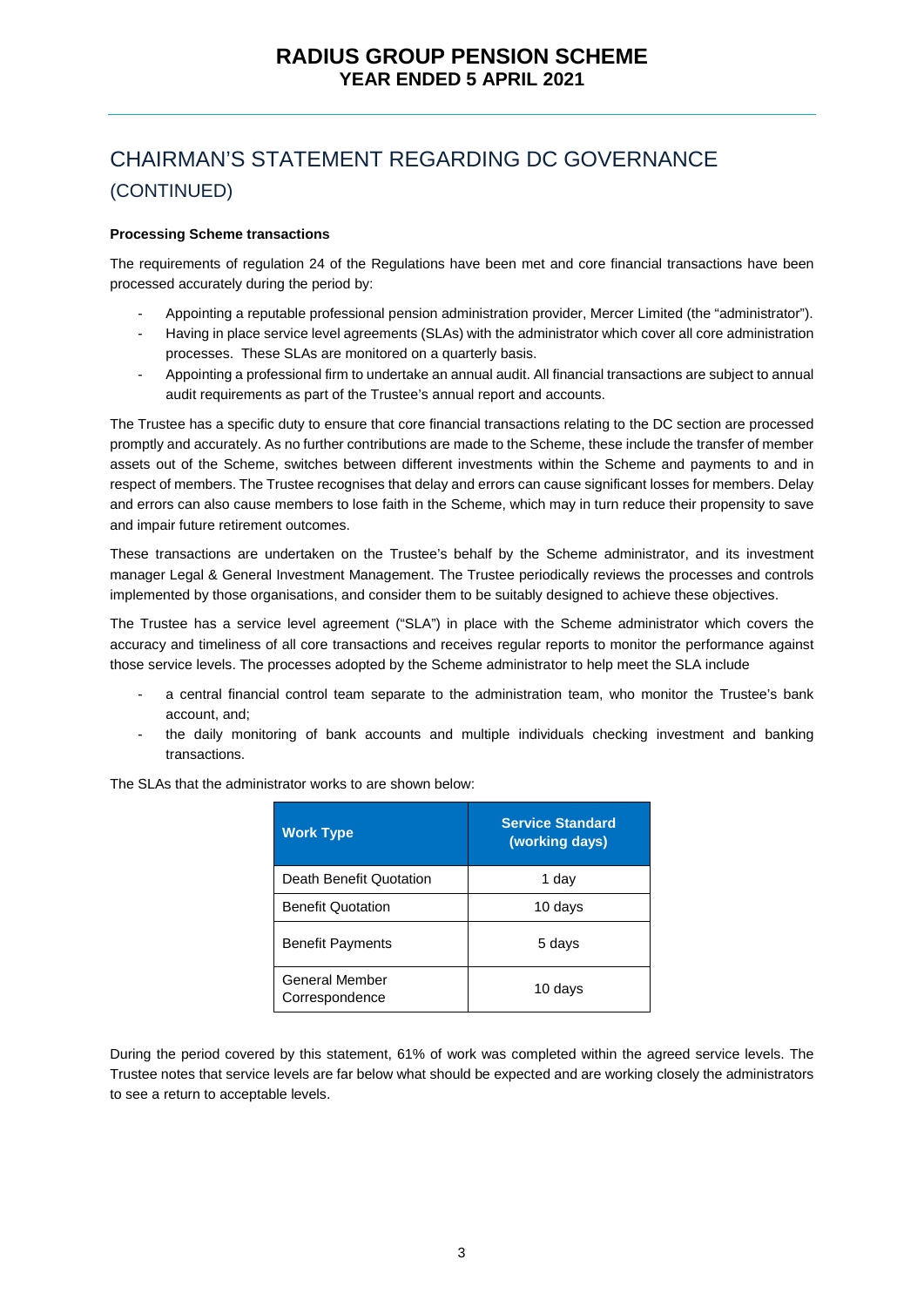# CHAIRMAN'S STATEMENT REGARDING DC GOVERNANCE (CONTINUED)

**Processing Scheme transactions**

The requirements of regulation 24 of the Regulations have been met and core financial transactions have been processed accurately during the period by:

- Appointing a reputable professional pension administration provider, Mercer Limited (the "administrator").
- Having in place service level agreements (SLAs) with the administrator which cover all core administration processes. These SLAs are monitored on a quarterly basis.
- Appointing a professional firm to undertake an annual audit. All financial transactions are subject to annual audit requirements as part of the Trustee's annual report and accounts.

The Trustee has a specific duty to ensure that core financial transactions relating to the DC section are processed promptly and accurately. As no further contributions are made to the Scheme, these include the transfer of member assets out of the Scheme, switches between different investments within the Scheme and payments to and in respect of members. The Trustee recognises that delay and errors can cause significant losses for members. Delay and errors can also cause members to lose faith in the Scheme, which may in turn reduce their propensity to save and impair future retirement outcomes.

These transactions are undertaken on the Trustee's behalf by the Scheme administrator, and its investment manager Legal & General Investment Management. The Trustee periodically reviews the processes and controls implemented by those organisations, and consider them to be suitably designed to achieve these objectives.

The Trustee has a service level agreement ("SLA") in place with the Scheme administrator which covers the accuracy and timeliness of all core transactions and receives regular reports to monitor the performance against those service levels. The processes adopted by the Scheme administrator to help meet the SLA include

- a central financial control team separate to the administration team, who monitor the Trustee's bank account, and;
- the daily monitoring of bank accounts and multiple individuals checking investment and banking transactions.

The SLAs that the administrator works to are shown below:

| Work Type | Service Standard (working days) |
|---|---|
| Death Benefit Quotation | 1 day |
| Benefit Quotation | 10 days |
| Benefit Payments | 5 days |
| General Member Correspondence | 10 days |

During the period covered by this statement, 61% of work was completed within the agreed service levels. The Trustee notes that service levels are far below what should be expected and are working closely the administrators to see a return to acceptable levels.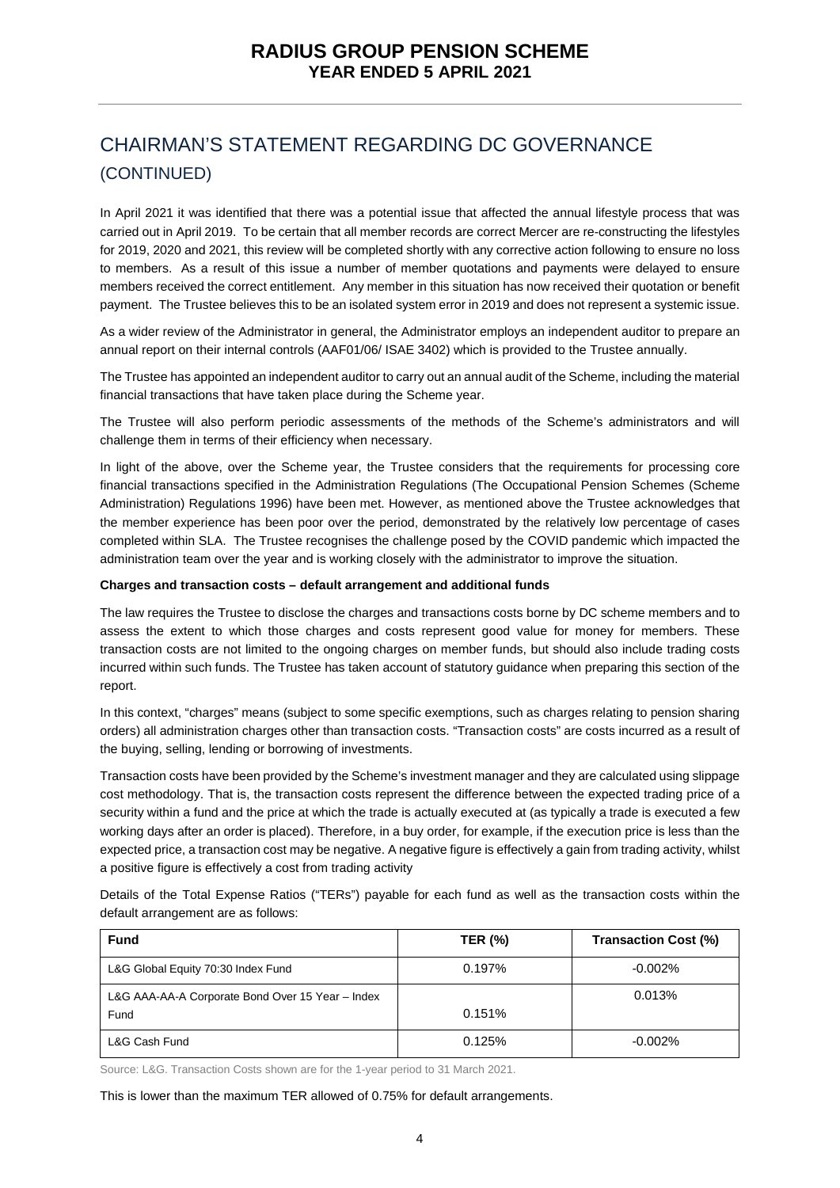# CHAIRMAN'S STATEMENT REGARDING DC GOVERNANCE (CONTINUED)

In April 2021 it was identified that there was a potential issue that affected the annual lifestyle process that was carried out in April 2019. To be certain that all member records are correct Mercer are re-constructing the lifestyles for 2019, 2020 and 2021, this review will be completed shortly with any corrective action following to ensure no loss to members. As a result of this issue a number of member quotations and payments were delayed to ensure members received the correct entitlement. Any member in this situation has now received their quotation or benefit payment. The Trustee believes this to be an isolated system error in 2019 and does not represent a systemic issue.

As a wider review of the Administrator in general, the Administrator employs an independent auditor to prepare an annual report on their internal controls (AAF01/06/ ISAE 3402) which is provided to the Trustee annually.

The Trustee has appointed an independent auditor to carry out an annual audit of the Scheme, including the material financial transactions that have taken place during the Scheme year.

The Trustee will also perform periodic assessments of the methods of the Scheme's administrators and will challenge them in terms of their efficiency when necessary.

In light of the above, over the Scheme year, the Trustee considers that the requirements for processing core financial transactions specified in the Administration Regulations (The Occupational Pension Schemes (Scheme Administration) Regulations 1996) have been met. However, as mentioned above the Trustee acknowledges that the member experience has been poor over the period, demonstrated by the relatively low percentage of cases completed within SLA. The Trustee recognises the challenge posed by the COVID pandemic which impacted the administration team over the year and is working closely with the administrator to improve the situation.

**Charges and transaction costs – default arrangement and additional funds**

The law requires the Trustee to disclose the charges and transactions costs borne by DC scheme members and to assess the extent to which those charges and costs represent good value for money for members. These transaction costs are not limited to the ongoing charges on member funds, but should also include trading costs incurred within such funds. The Trustee has taken account of statutory guidance when preparing this section of the report.

In this context, "charges" means (subject to some specific exemptions, such as charges relating to pension sharing orders) all administration charges other than transaction costs. "Transaction costs" are costs incurred as a result of the buying, selling, lending or borrowing of investments.

Transaction costs have been provided by the Scheme's investment manager and they are calculated using slippage cost methodology. That is, the transaction costs represent the difference between the expected trading price of a security within a fund and the price at which the trade is actually executed at (as typically a trade is executed a few working days after an order is placed). Therefore, in a buy order, for example, if the execution price is less than the expected price, a transaction cost may be negative. A negative figure is effectively a gain from trading activity, whilst a positive figure is effectively a cost from trading activity

Details of the Total Expense Ratios ("TERs") payable for each fund as well as the transaction costs within the default arrangement are as follows:

| Fund | TER (%) | Transaction Cost (%) |
|---|---|---|
| L&G Global Equity 70:30 Index Fund | 0.197% | -0.002% |
| L&G AAA-AA-A Corporate Bond Over 15 Year – Index Fund | 0.151% | 0.013% |
| L&G Cash Fund | 0.125% | -0.002% |

Source: L&G. Transaction Costs shown are for the 1-year period to 31 March 2021.

This is lower than the maximum TER allowed of 0.75% for default arrangements.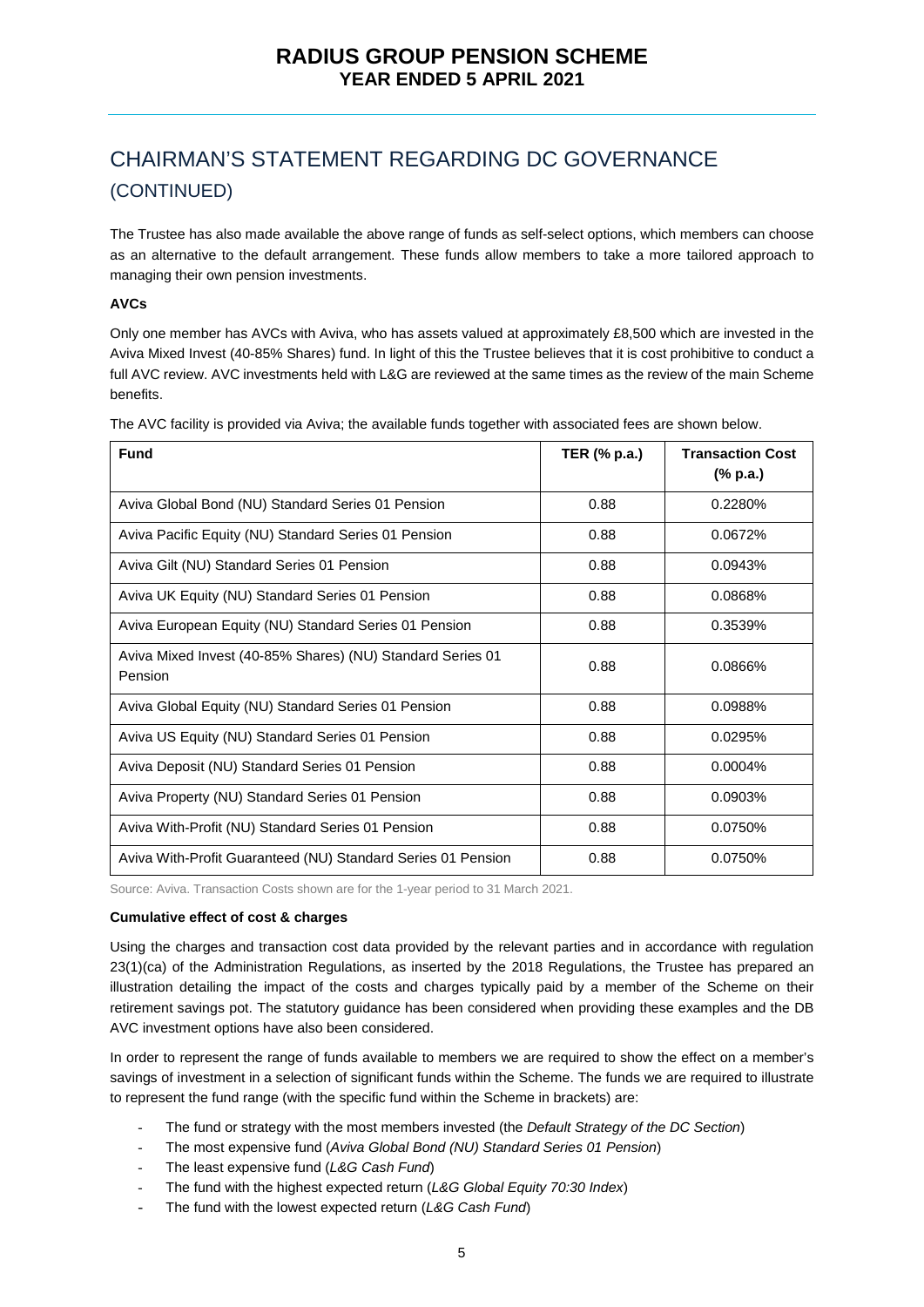## CHAIRMAN'S STATEMENT REGARDING DC GOVERNANCE (CONTINUED)

The Trustee has also made available the above range of funds as self-select options, which members can choose as an alternative to the default arrangement. These funds allow members to take a more tailored approach to managing their own pension investments.

**AVCs**

Only one member has AVCs with Aviva, who has assets valued at approximately £8,500 which are invested in the Aviva Mixed Invest (40-85% Shares) fund. In light of this the Trustee believes that it is cost prohibitive to conduct a full AVC review. AVC investments held with L&G are reviewed at the same times as the review of the main Scheme benefits.

The AVC facility is provided via Aviva; the available funds together with associated fees are shown below.

| Fund | TER (% p.a.) | Transaction Cost (% p.a.) |
|---|---|---|
| Aviva Global Bond (NU) Standard Series 01 Pension | 0.88 | 0.2280% |
| Aviva Pacific Equity (NU) Standard Series 01 Pension | 0.88 | 0.0672% |
| Aviva Gilt (NU) Standard Series 01 Pension | 0.88 | 0.0943% |
| Aviva UK Equity (NU) Standard Series 01 Pension | 0.88 | 0.0868% |
| Aviva European Equity (NU) Standard Series 01 Pension | 0.88 | 0.3539% |
| Aviva Mixed Invest (40-85% Shares) (NU) Standard Series 01 Pension | 0.88 | 0.0866% |
| Aviva Global Equity (NU) Standard Series 01 Pension | 0.88 | 0.0988% |
| Aviva US Equity (NU) Standard Series 01 Pension | 0.88 | 0.0295% |
| Aviva Deposit (NU) Standard Series 01 Pension | 0.88 | 0.0004% |
| Aviva Property (NU) Standard Series 01 Pension | 0.88 | 0.0903% |
| Aviva With-Profit (NU) Standard Series 01 Pension | 0.88 | 0.0750% |
| Aviva With-Profit Guaranteed (NU) Standard Series 01 Pension | 0.88 | 0.0750% |

Source: Aviva. Transaction Costs shown are for the 1-year period to 31 March 2021.

**Cumulative effect of cost & charges**

Using the charges and transaction cost data provided by the relevant parties and in accordance with regulation 23(1)(ca) of the Administration Regulations, as inserted by the 2018 Regulations, the Trustee has prepared an illustration detailing the impact of the costs and charges typically paid by a member of the Scheme on their retirement savings pot. The statutory guidance has been considered when providing these examples and the DB AVC investment options have also been considered.

In order to represent the range of funds available to members we are required to show the effect on a member's savings of investment in a selection of significant funds within the Scheme. The funds we are required to illustrate to represent the fund range (with the specific fund within the Scheme in brackets) are:

- The fund or strategy with the most members invested (the *Default Strategy of the DC Section*)
- The most expensive fund (*Aviva Global Bond (NU) Standard Series 01 Pension*)
- The least expensive fund (*L&G Cash Fund*)
- The fund with the highest expected return (*L&G Global Equity 70:30 Index*)
- The fund with the lowest expected return (*L&G Cash Fund*)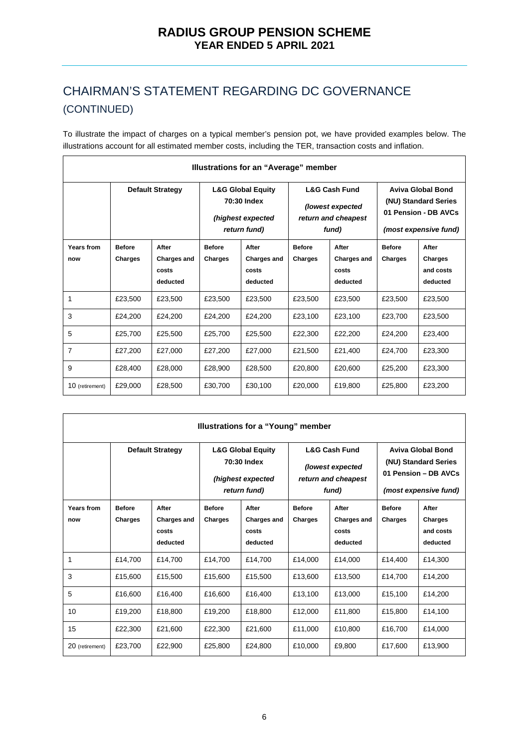## CHAIRMAN'S STATEMENT REGARDING DC GOVERNANCE (CONTINUED)

To illustrate the impact of charges on a typical member's pension pot, we have provided examples below. The illustrations account for all estimated member costs, including the TER, transaction costs and inflation.

**Illustrations for an "Average" member**

| | **Default Strategy** | | **L&G Global Equity 70:30 Index** *(highest expected return fund)* | | **L&G Cash Fund** *(lowest expected return and cheapest fund)* | | **Aviva Global Bond (NU) Standard Series 01 Pension - DB AVCs** *(most expensive fund)* | |
|---|---|---|---|---|---|---|---|---|
| **Years from now** | **Before Charges** | **After Charges and costs deducted** | **Before Charges** | **After Charges and costs deducted** | **Before Charges** | **After Charges and costs deducted** | **Before Charges** | **After Charges and costs deducted** |
| 1 | £23,500 | £23,500 | £23,500 | £23,500 | £23,500 | £23,500 | £23,500 | £23,500 |
| 3 | £24,200 | £24,200 | £24,200 | £24,200 | £23,100 | £23,100 | £23,700 | £23,500 |
| 5 | £25,700 | £25,500 | £25,700 | £25,500 | £22,300 | £22,200 | £24,200 | £23,400 |
| 7 | £27,200 | £27,000 | £27,200 | £27,000 | £21,500 | £21,400 | £24,700 | £23,300 |
| 9 | £28,400 | £28,000 | £28,900 | £28,500 | £20,800 | £20,600 | £25,200 | £23,300 |
| 10 (retirement) | £29,000 | £28,500 | £30,700 | £30,100 | £20,000 | £19,800 | £25,800 | £23,200 |

**Illustrations for a "Young" member**

| | **Default Strategy** | | **L&G Global Equity 70:30 Index** *(highest expected return fund)* | | **L&G Cash Fund** *(lowest expected return and cheapest fund)* | | **Aviva Global Bond (NU) Standard Series 01 Pension – DB AVCs** *(most expensive fund)* | |
|---|---|---|---|---|---|---|---|---|
| **Years from now** | **Before Charges** | **After Charges and costs deducted** | **Before Charges** | **After Charges and costs deducted** | **Before Charges** | **After Charges and costs deducted** | **Before Charges** | **After Charges and costs deducted** |
| 1 | £14,700 | £14,700 | £14,700 | £14,700 | £14,000 | £14,000 | £14,400 | £14,300 |
| 3 | £15,600 | £15,500 | £15,600 | £15,500 | £13,600 | £13,500 | £14,700 | £14,200 |
| 5 | £16,600 | £16,400 | £16,600 | £16,400 | £13,100 | £13,000 | £15,100 | £14,200 |
| 10 | £19,200 | £18,800 | £19,200 | £18,800 | £12,000 | £11,800 | £15,800 | £14,100 |
| 15 | £22,300 | £21,600 | £22,300 | £21,600 | £11,000 | £10,800 | £16,700 | £14,000 |
| 20 (retirement) | £23,700 | £22,900 | £25,800 | £24,800 | £10,000 | £9,800 | £17,600 | £13,900 |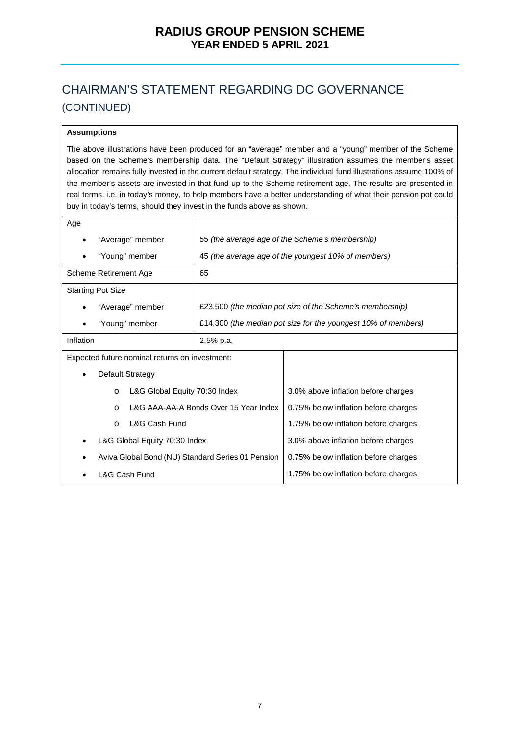# CHAIRMAN'S STATEMENT REGARDING DC GOVERNANCE (CONTINUED)

**Assumptions**

The above illustrations have been produced for an "average" member and a "young" member of the Scheme based on the Scheme's membership data. The "Default Strategy" illustration assumes the member's asset allocation remains fully invested in the current default strategy. The individual fund illustrations assume 100% of the member's assets are invested in that fund up to the Scheme retirement age. The results are presented in real terms, i.e. in today's money, to help members have a better understanding of what their pension pot could buy in today's terms, should they invest in the funds above as shown.

| | |
|---|---|
| Age | |
| • "Average" member | 55 *(the average age of the Scheme's membership)* |
| • "Young" member | 45 *(the average age of the youngest 10% of members)* |
| Scheme Retirement Age | 65 |
| Starting Pot Size | |
| • "Average" member | £23,500 *(the median pot size of the Scheme's membership)* |
| • "Young" member | £14,300 *(the median pot size for the youngest 10% of members)* |
| Inflation | 2.5% p.a. |

| | |
|---|---|
| Expected future nominal returns on investment: | |
| • Default Strategy | |
| o L&G Global Equity 70:30 Index | 3.0% above inflation before charges |
| o L&G AAA-AA-A Bonds Over 15 Year Index | 0.75% below inflation before charges |
| o L&G Cash Fund | 1.75% below inflation before charges |
| • L&G Global Equity 70:30 Index | 3.0% above inflation before charges |
| • Aviva Global Bond (NU) Standard Series 01 Pension | 0.75% below inflation before charges |
| • L&G Cash Fund | 1.75% below inflation before charges |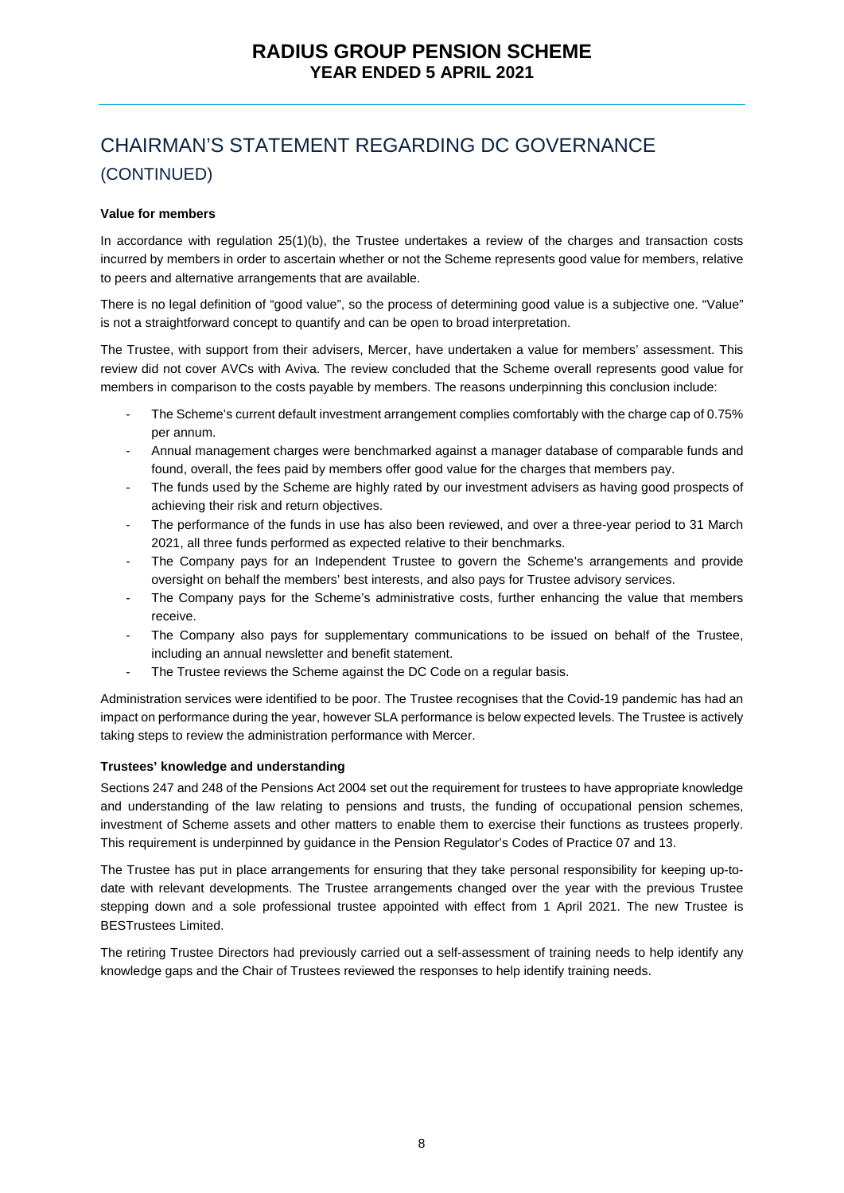# CHAIRMAN'S STATEMENT REGARDING DC GOVERNANCE (CONTINUED)

**Value for members**

In accordance with regulation 25(1)(b), the Trustee undertakes a review of the charges and transaction costs incurred by members in order to ascertain whether or not the Scheme represents good value for members, relative to peers and alternative arrangements that are available.

There is no legal definition of "good value", so the process of determining good value is a subjective one. "Value" is not a straightforward concept to quantify and can be open to broad interpretation.

The Trustee, with support from their advisers, Mercer, have undertaken a value for members' assessment. This review did not cover AVCs with Aviva. The review concluded that the Scheme overall represents good value for members in comparison to the costs payable by members. The reasons underpinning this conclusion include:

- The Scheme's current default investment arrangement complies comfortably with the charge cap of 0.75% per annum.
- Annual management charges were benchmarked against a manager database of comparable funds and found, overall, the fees paid by members offer good value for the charges that members pay.
- The funds used by the Scheme are highly rated by our investment advisers as having good prospects of achieving their risk and return objectives.
- The performance of the funds in use has also been reviewed, and over a three-year period to 31 March 2021, all three funds performed as expected relative to their benchmarks.
- The Company pays for an Independent Trustee to govern the Scheme's arrangements and provide oversight on behalf the members' best interests, and also pays for Trustee advisory services.
- The Company pays for the Scheme's administrative costs, further enhancing the value that members receive.
- The Company also pays for supplementary communications to be issued on behalf of the Trustee, including an annual newsletter and benefit statement.
- The Trustee reviews the Scheme against the DC Code on a regular basis.

Administration services were identified to be poor. The Trustee recognises that the Covid-19 pandemic has had an impact on performance during the year, however SLA performance is below expected levels. The Trustee is actively taking steps to review the administration performance with Mercer.

**Trustees' knowledge and understanding**

Sections 247 and 248 of the Pensions Act 2004 set out the requirement for trustees to have appropriate knowledge and understanding of the law relating to pensions and trusts, the funding of occupational pension schemes, investment of Scheme assets and other matters to enable them to exercise their functions as trustees properly. This requirement is underpinned by guidance in the Pension Regulator's Codes of Practice 07 and 13.

The Trustee has put in place arrangements for ensuring that they take personal responsibility for keeping up-to-date with relevant developments. The Trustee arrangements changed over the year with the previous Trustee stepping down and a sole professional trustee appointed with effect from 1 April 2021. The new Trustee is BESTrustees Limited.

The retiring Trustee Directors had previously carried out a self-assessment of training needs to help identify any knowledge gaps and the Chair of Trustees reviewed the responses to help identify training needs.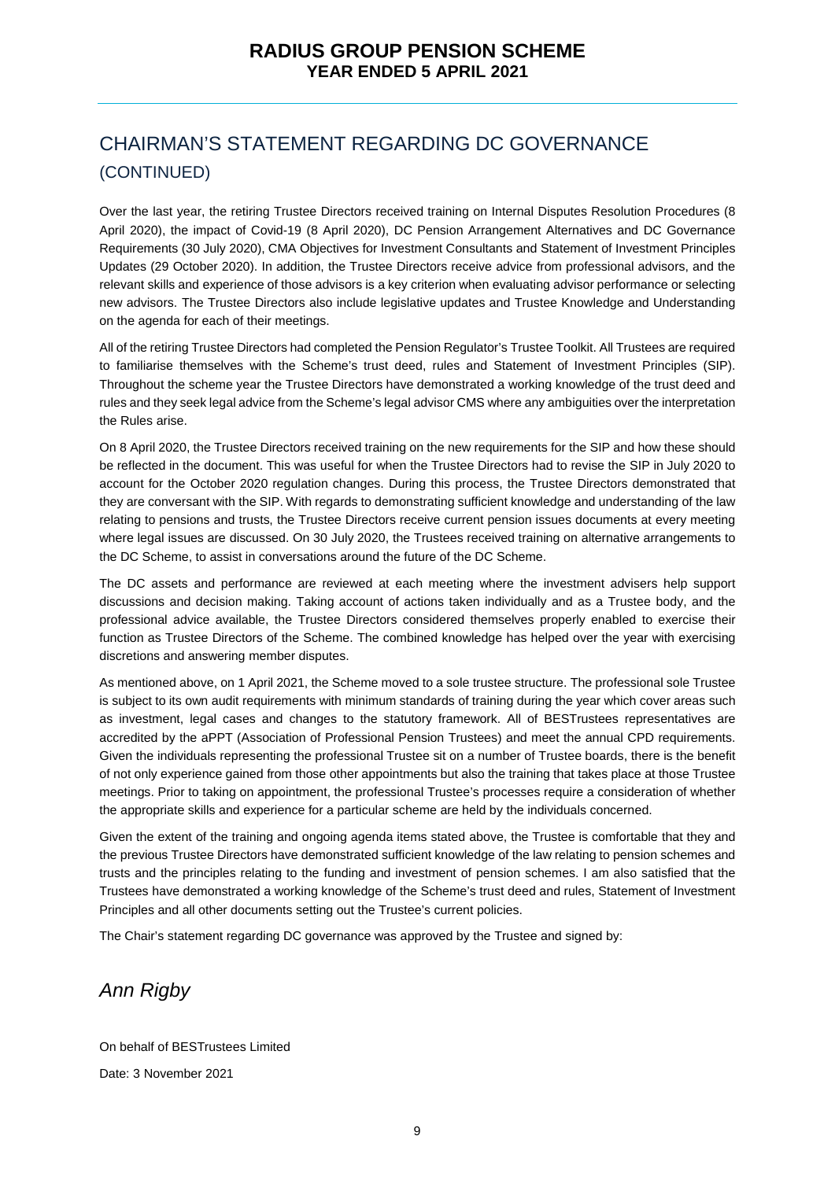# CHAIRMAN'S STATEMENT REGARDING DC GOVERNANCE (CONTINUED)

Over the last year, the retiring Trustee Directors received training on Internal Disputes Resolution Procedures (8 April 2020), the impact of Covid-19 (8 April 2020), DC Pension Arrangement Alternatives and DC Governance Requirements (30 July 2020), CMA Objectives for Investment Consultants and Statement of Investment Principles Updates (29 October 2020). In addition, the Trustee Directors receive advice from professional advisors, and the relevant skills and experience of those advisors is a key criterion when evaluating advisor performance or selecting new advisors. The Trustee Directors also include legislative updates and Trustee Knowledge and Understanding on the agenda for each of their meetings.

All of the retiring Trustee Directors had completed the Pension Regulator's Trustee Toolkit. All Trustees are required to familiarise themselves with the Scheme's trust deed, rules and Statement of Investment Principles (SIP). Throughout the scheme year the Trustee Directors have demonstrated a working knowledge of the trust deed and rules and they seek legal advice from the Scheme's legal advisor CMS where any ambiguities over the interpretation the Rules arise.

On 8 April 2020, the Trustee Directors received training on the new requirements for the SIP and how these should be reflected in the document. This was useful for when the Trustee Directors had to revise the SIP in July 2020 to account for the October 2020 regulation changes. During this process, the Trustee Directors demonstrated that they are conversant with the SIP. With regards to demonstrating sufficient knowledge and understanding of the law relating to pensions and trusts, the Trustee Directors receive current pension issues documents at every meeting where legal issues are discussed. On 30 July 2020, the Trustees received training on alternative arrangements to the DC Scheme, to assist in conversations around the future of the DC Scheme.

The DC assets and performance are reviewed at each meeting where the investment advisers help support discussions and decision making. Taking account of actions taken individually and as a Trustee body, and the professional advice available, the Trustee Directors considered themselves properly enabled to exercise their function as Trustee Directors of the Scheme. The combined knowledge has helped over the year with exercising discretions and answering member disputes.

As mentioned above, on 1 April 2021, the Scheme moved to a sole trustee structure. The professional sole Trustee is subject to its own audit requirements with minimum standards of training during the year which cover areas such as investment, legal cases and changes to the statutory framework. All of BESTrustees representatives are accredited by the aPPT (Association of Professional Pension Trustees) and meet the annual CPD requirements. Given the individuals representing the professional Trustee sit on a number of Trustee boards, there is the benefit of not only experience gained from those other appointments but also the training that takes place at those Trustee meetings. Prior to taking on appointment, the professional Trustee's processes require a consideration of whether the appropriate skills and experience for a particular scheme are held by the individuals concerned.

Given the extent of the training and ongoing agenda items stated above, the Trustee is comfortable that they and the previous Trustee Directors have demonstrated sufficient knowledge of the law relating to pension schemes and trusts and the principles relating to the funding and investment of pension schemes. I am also satisfied that the Trustees have demonstrated a working knowledge of the Scheme's trust deed and rules, Statement of Investment Principles and all other documents setting out the Trustee's current policies.

The Chair's statement regarding DC governance was approved by the Trustee and signed by:

*Ann Rigby*

On behalf of BESTrustees Limited

Date: 3 November 2021